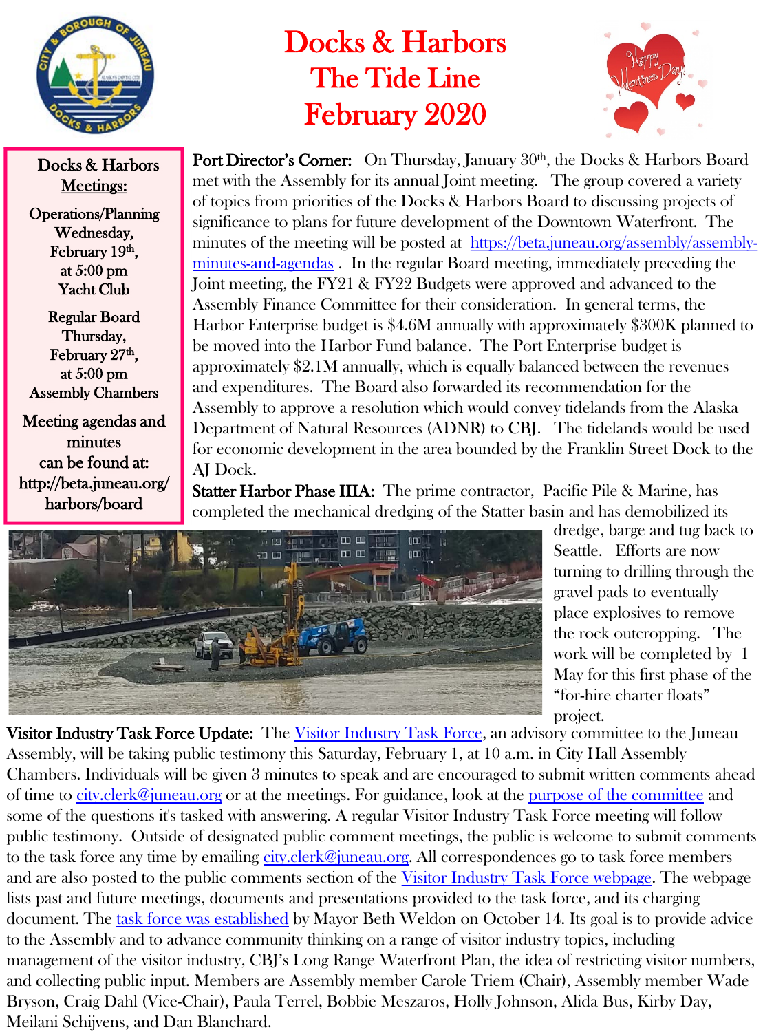# Docks & Harbors
## The Tide Line
## February 2020

**Docks & Harbors Meetings:**

Operations/Planning
Wednesday, February 19th, at 5:00 pm
Yacht Club

Regular Board
Thursday, February 27th, at 5:00 pm
Assembly Chambers

Meeting agendas and minutes can be found at: http://beta.juneau.org/harbors/board

**Port Director's Corner:** On Thursday, January 30th, the Docks & Harbors Board met with the Assembly for its annual Joint meeting. The group covered a variety of topics from priorities of the Docks & Harbors Board to discussing projects of significance to plans for future development of the Downtown Waterfront. The minutes of the meeting will be posted at https://beta.juneau.org/assembly/assembly-minutes-and-agendas . In the regular Board meeting, immediately preceding the Joint meeting, the FY21 & FY22 Budgets were approved and advanced to the Assembly Finance Committee for their consideration. In general terms, the Harbor Enterprise budget is $4.6M annually with approximately $300K planned to be moved into the Harbor Fund balance. The Port Enterprise budget is approximately $2.1M annually, which is equally balanced between the revenues and expenditures. The Board also forwarded its recommendation for the Assembly to approve a resolution which would convey tidelands from the Alaska Department of Natural Resources (ADNR) to CBJ. The tidelands would be used for economic development in the area bounded by the Franklin Street Dock to the AJ Dock.

**Statter Harbor Phase IIIA:** The prime contractor, Pacific Pile & Marine, has completed the mechanical dredging of the Statter basin and has demobilized its dredge, barge and tug back to Seattle. Efforts are now turning to drilling through the gravel pads to eventually place explosives to remove the rock outcropping. The work will be completed by 1 May for this first phase of the "for-hire charter floats" project.

**Visitor Industry Task Force Update:** The Visitor Industry Task Force, an advisory committee to the Juneau Assembly, will be taking public testimony this Saturday, February 1, at 10 a.m. in City Hall Assembly Chambers. Individuals will be given 3 minutes to speak and are encouraged to submit written comments ahead of time to city.clerk@juneau.org or at the meetings. For guidance, look at the purpose of the committee and some of the questions it's tasked with answering. A regular Visitor Industry Task Force meeting will follow public testimony. Outside of designated public comment meetings, the public is welcome to submit comments to the task force any time by emailing city.clerk@juneau.org. All correspondences go to task force members and are also posted to the public comments section of the Visitor Industry Task Force webpage. The webpage lists past and future meetings, documents and presentations provided to the task force, and its charging document. The task force was established by Mayor Beth Weldon on October 14. Its goal is to provide advice to the Assembly and to advance community thinking on a range of visitor industry topics, including management of the visitor industry, CBJ's Long Range Waterfront Plan, the idea of restricting visitor numbers, and collecting public input. Members are Assembly member Carole Triem (Chair), Assembly member Wade Bryson, Craig Dahl (Vice-Chair), Paula Terrel, Bobbie Meszaros, Holly Johnson, Alida Bus, Kirby Day, Meilani Schijvens, and Dan Blanchard.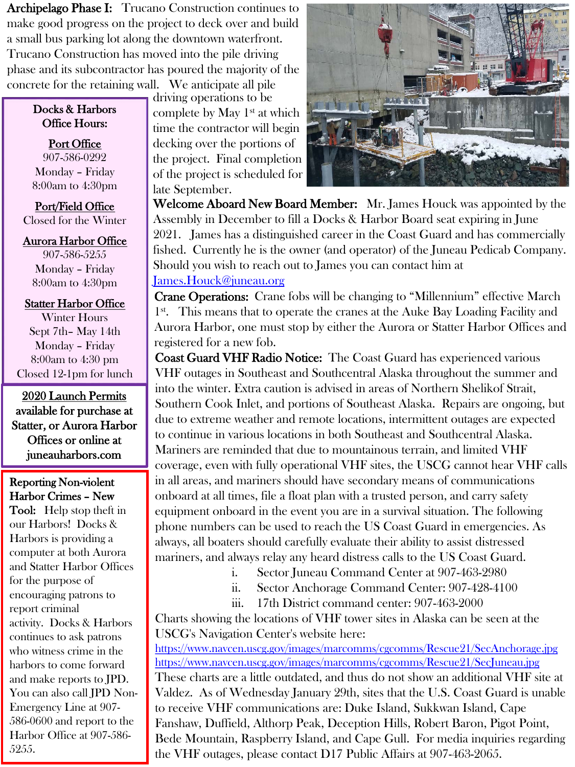**Archipelago Phase I:** Trucano Construction continues to make good progress on the project to deck over and build a small bus parking lot along the downtown waterfront. Trucano Construction has moved into the pile driving phase and its subcontractor has poured the majority of the concrete for the retaining wall. We anticipate all pile driving operations to be complete by May 1st at which time the contractor will begin decking over the portions of the project. Final completion of the project is scheduled for late September.

**Welcome Aboard New Board Member:** Mr. James Houck was appointed by the Assembly in December to fill a Docks & Harbor Board seat expiring in June 2021. James has a distinguished career in the Coast Guard and has commercially fished. Currently he is the owner (and operator) of the Juneau Pedicab Company. Should you wish to reach out to James you can contact him at James.Houck@juneau.org

**Crane Operations:** Crane fobs will be changing to "Millennium" effective March 1st. This means that to operate the cranes at the Auke Bay Loading Facility and Aurora Harbor, one must stop by either the Aurora or Statter Harbor Offices and registered for a new fob.

**Coast Guard VHF Radio Notice:** The Coast Guard has experienced various VHF outages in Southeast and Southcentral Alaska throughout the summer and into the winter. Extra caution is advised in areas of Northern Shelikof Strait, Southern Cook Inlet, and portions of Southeast Alaska. Repairs are ongoing, but due to extreme weather and remote locations, intermittent outages are expected to continue in various locations in both Southeast and Southcentral Alaska. Mariners are reminded that due to mountainous terrain, and limited VHF coverage, even with fully operational VHF sites, the USCG cannot hear VHF calls in all areas, and mariners should have secondary means of communications onboard at all times, file a float plan with a trusted person, and carry safety equipment onboard in the event you are in a survival situation. The following phone numbers can be used to reach the US Coast Guard in emergencies. As always, all boaters should carefully evaluate their ability to assist distressed mariners, and always relay any heard distress calls to the US Coast Guard.

i. Sector Juneau Command Center at 907-463-2980
ii. Sector Anchorage Command Center: 907-428-4100
iii. 17th District command center: 907-463-2000

Charts showing the locations of VHF tower sites in Alaska can be seen at the USCG's Navigation Center's website here:
https://www.navcen.uscg.gov/images/marcomms/cgcomms/Rescue21/SecAnchorage.jpg
https://www.navcen.uscg.gov/images/marcomms/cgcomms/Rescue21/SecJuneau.jpg
These charts are a little outdated, and thus do not show an additional VHF site at Valdez. As of Wednesday January 29th, sites that the U.S. Coast Guard is unable to receive VHF communications are: Duke Island, Sukkwan Island, Cape Fanshaw, Duffield, Althorp Peak, Deception Hills, Robert Baron, Pigot Point, Bede Mountain, Raspberry Island, and Cape Gull. For media inquiries regarding the VHF outages, please contact D17 Public Affairs at 907-463-2065.

**Docks & Harbors Office Hours:**

**Port Office**
907-586-0292
Monday – Friday
8:00am to 4:30pm

**Port/Field Office**
Closed for the Winter

**Aurora Harbor Office**
907-586-5255
Monday – Friday
8:00am to 4:30pm

**Statter Harbor Office**
Winter Hours
Sept 7th– May 14th
Monday – Friday
8:00am to 4:30 pm
Closed 12-1pm for lunch

**2020 Launch Permits available for purchase at Statter, or Aurora Harbor Offices or online at juneauharbors.com**

**Reporting Non-violent Harbor Crimes – New Tool:** Help stop theft in our Harbors! Docks & Harbors is providing a computer at both Aurora and Statter Harbor Offices for the purpose of encouraging patrons to report criminal activity. Docks & Harbors continues to ask patrons who witness crime in the harbors to come forward and make reports to JPD. You can also call JPD Non-Emergency Line at 907-586-0600 and report to the Harbor Office at 907-586-5255.